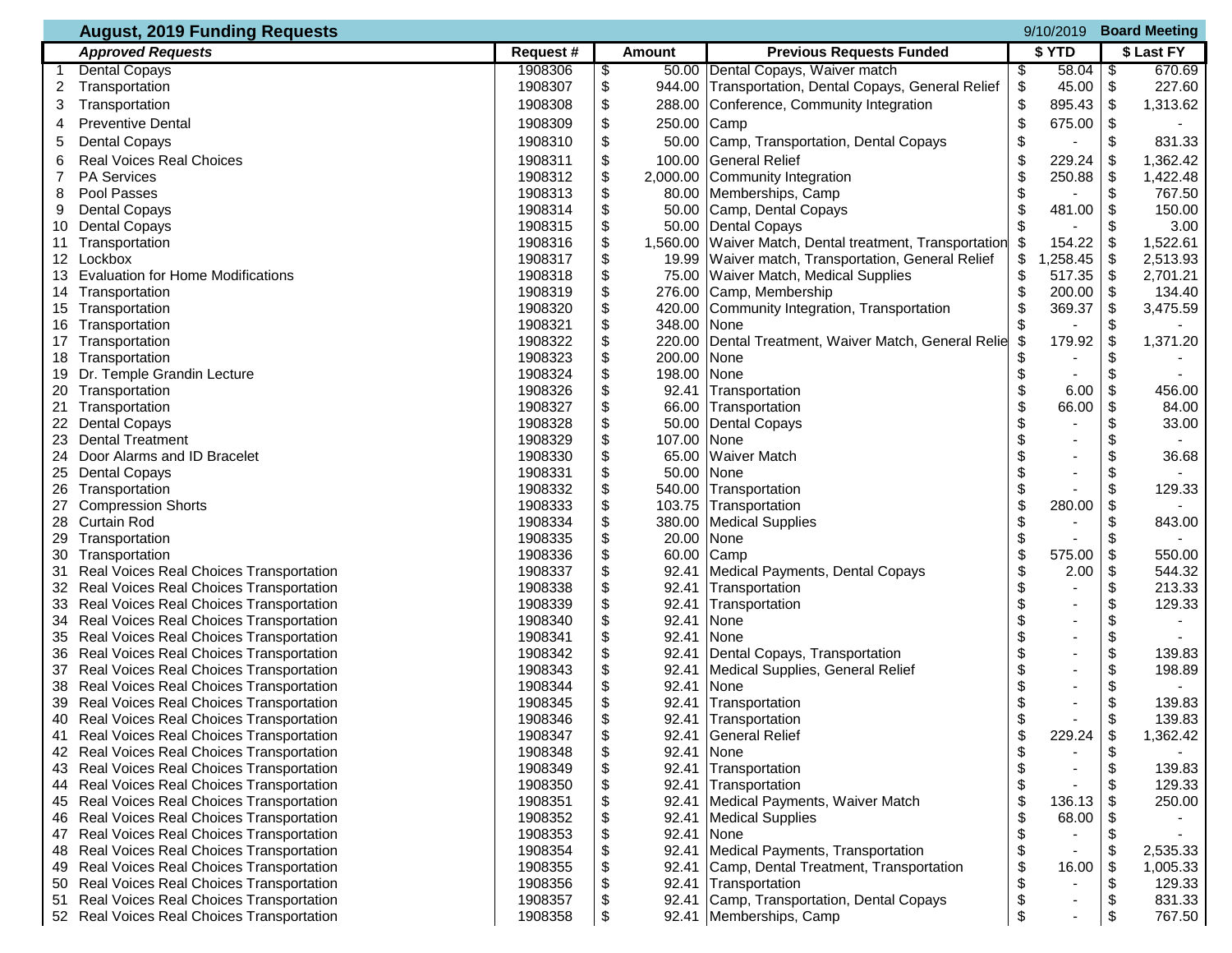## August, 2019 Funding Requests

9/10/2019 **Board Meeting**

| | ***Approved Requests*** | **Request #** | **Amount** | **Previous Requests Funded** | **$ YTD** | **$ Last FY** |
|---|---|---|---|---|---|---|
| 1 | Dental Copays | 1908306 | $ 50.00 | Dental Copays, Waiver match | $ 58.04 | $ 670.69 |
| 2 | Transportation | 1908307 | $ 944.00 | Transportation, Dental Copays, General Relief | $ 45.00 | $ 227.60 |
| 3 | Transportation | 1908308 | $ 288.00 | Conference, Community Integration | $ 895.43 | $ 1,313.62 |
| 4 | Preventive Dental | 1908309 | $ 250.00 | Camp | $ 675.00 | $ - |
| 5 | Dental Copays | 1908310 | $ 50.00 | Camp, Transportation, Dental Copays | $ - | $ 831.33 |
| 6 | Real Voices Real Choices | 1908311 | $ 100.00 | General Relief | $ 229.24 | $ 1,362.42 |
| 7 | PA Services | 1908312 | $ 2,000.00 | Community Integration | $ 250.88 | $ 1,422.48 |
| 8 | Pool Passes | 1908313 | $ 80.00 | Memberships, Camp | $ - | $ 767.50 |
| 9 | Dental Copays | 1908314 | $ 50.00 | Camp, Dental Copays | $ 481.00 | $ 150.00 |
| 10 | Dental Copays | 1908315 | $ 50.00 | Dental Copays | $ - | $ 3.00 |
| 11 | Transportation | 1908316 | $ 1,560.00 | Waiver Match, Dental treatment, Transportation | $ 154.22 | $ 1,522.61 |
| 12 | Lockbox | 1908317 | $ 19.99 | Waiver match, Transportation, General Relief | $ 1,258.45 | $ 2,513.93 |
| 13 | Evaluation for Home Modifications | 1908318 | $ 75.00 | Waiver Match, Medical Supplies | $ 517.35 | $ 2,701.21 |
| 14 | Transportation | 1908319 | $ 276.00 | Camp, Membership | $ 200.00 | $ 134.40 |
| 15 | Transportation | 1908320 | $ 420.00 | Community Integration, Transportation | $ 369.37 | $ 3,475.59 |
| 16 | Transportation | 1908321 | $ 348.00 | None | $ - | $ - |
| 17 | Transportation | 1908322 | $ 220.00 | Dental Treatment, Waiver Match, General Relie | $ 179.92 | $ 1,371.20 |
| 18 | Transportation | 1908323 | $ 200.00 | None | $ - | $ - |
| 19 | Dr. Temple Grandin Lecture | 1908324 | $ 198.00 | None | $ - | $ - |
| 20 | Transportation | 1908326 | $ 92.41 | Transportation | $ 6.00 | $ 456.00 |
| 21 | Transportation | 1908327 | $ 66.00 | Transportation | $ 66.00 | $ 84.00 |
| 22 | Dental Copays | 1908328 | $ 50.00 | Dental Copays | $ - | $ 33.00 |
| 23 | Dental Treatment | 1908329 | $ 107.00 | None | $ - | $ - |
| 24 | Door Alarms and ID Bracelet | 1908330 | $ 65.00 | Waiver Match | $ - | $ 36.68 |
| 25 | Dental Copays | 1908331 | $ 50.00 | None | $ - | $ - |
| 26 | Transportation | 1908332 | $ 540.00 | Transportation | $ - | $ 129.33 |
| 27 | Compression Shorts | 1908333 | $ 103.75 | Transportation | $ 280.00 | $ - |
| 28 | Curtain Rod | 1908334 | $ 380.00 | Medical Supplies | $ - | $ 843.00 |
| 29 | Transportation | 1908335 | $ 20.00 | None | $ - | $ - |
| 30 | Transportation | 1908336 | $ 60.00 | Camp | $ 575.00 | $ 550.00 |
| 31 | Real Voices Real Choices Transportation | 1908337 | $ 92.41 | Medical Payments, Dental Copays | $ 2.00 | $ 544.32 |
| 32 | Real Voices Real Choices Transportation | 1908338 | $ 92.41 | Transportation | $ - | $ 213.33 |
| 33 | Real Voices Real Choices Transportation | 1908339 | $ 92.41 | Transportation | $ - | $ 129.33 |
| 34 | Real Voices Real Choices Transportation | 1908340 | $ 92.41 | None | $ - | $ - |
| 35 | Real Voices Real Choices Transportation | 1908341 | $ 92.41 | None | $ - | $ - |
| 36 | Real Voices Real Choices Transportation | 1908342 | $ 92.41 | Dental Copays, Transportation | $ - | $ 139.83 |
| 37 | Real Voices Real Choices Transportation | 1908343 | $ 92.41 | Medical Supplies, General Relief | $ - | $ 198.89 |
| 38 | Real Voices Real Choices Transportation | 1908344 | $ 92.41 | None | $ - | $ - |
| 39 | Real Voices Real Choices Transportation | 1908345 | $ 92.41 | Transportation | $ - | $ 139.83 |
| 40 | Real Voices Real Choices Transportation | 1908346 | $ 92.41 | Transportation | $ - | $ 139.83 |
| 41 | Real Voices Real Choices Transportation | 1908347 | $ 92.41 | General Relief | $ 229.24 | $ 1,362.42 |
| 42 | Real Voices Real Choices Transportation | 1908348 | $ 92.41 | None | $ - | $ - |
| 43 | Real Voices Real Choices Transportation | 1908349 | $ 92.41 | Transportation | $ - | $ 139.83 |
| 44 | Real Voices Real Choices Transportation | 1908350 | $ 92.41 | Transportation | $ - | $ 129.33 |
| 45 | Real Voices Real Choices Transportation | 1908351 | $ 92.41 | Medical Payments, Waiver Match | $ 136.13 | $ 250.00 |
| 46 | Real Voices Real Choices Transportation | 1908352 | $ 92.41 | Medical Supplies | $ 68.00 | $ - |
| 47 | Real Voices Real Choices Transportation | 1908353 | $ 92.41 | None | $ - | $ - |
| 48 | Real Voices Real Choices Transportation | 1908354 | $ 92.41 | Medical Payments, Transportation | $ - | $ 2,535.33 |
| 49 | Real Voices Real Choices Transportation | 1908355 | $ 92.41 | Camp, Dental Treatment, Transportation | $ 16.00 | $ 1,005.33 |
| 50 | Real Voices Real Choices Transportation | 1908356 | $ 92.41 | Transportation | $ - | $ 129.33 |
| 51 | Real Voices Real Choices Transportation | 1908357 | $ 92.41 | Camp, Transportation, Dental Copays | $ - | $ 831.33 |
| 52 | Real Voices Real Choices Transportation | 1908358 | $ 92.41 | Memberships, Camp | $ - | $ 767.50 |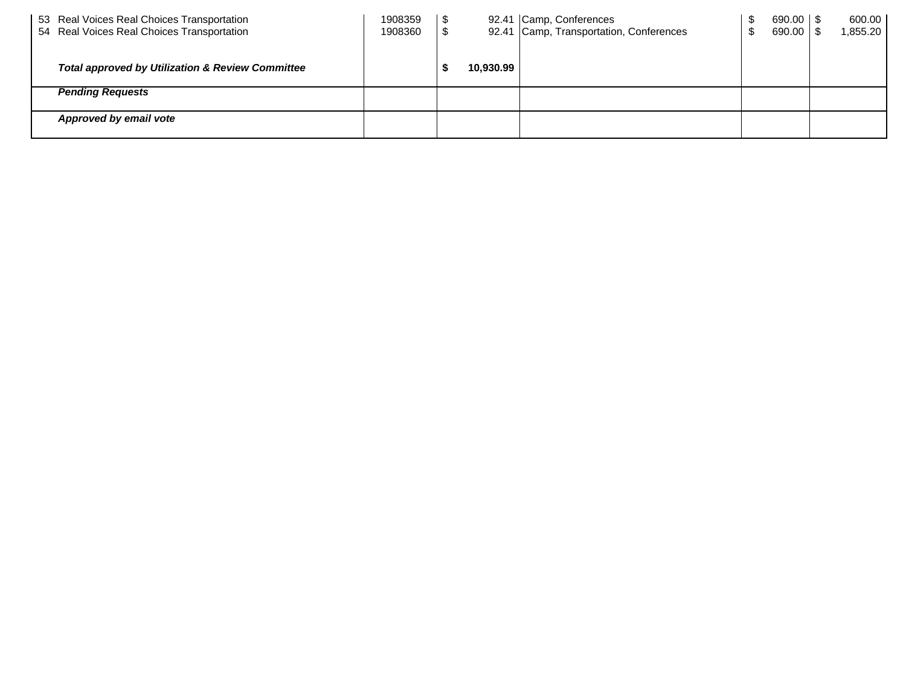| | | | | | | |
|---|---|---|---|---|---|---|
| 53 | Real Voices Real Choices Transportation | 1908359 | $ 92.41 | Camp, Conferences | $ 690.00 | $ 600.00 |
| 54 | Real Voices Real Choices Transportation | 1908360 | $ 92.41 | Camp, Transportation, Conferences | $ 690.00 | $ 1,855.20 |
| | ***Total approved by Utilization & Review Committee*** | | **$ 10,930.99** | | | |
| | ***Pending Requests*** | | | | | |
| | ***Approved by email vote*** | | | | | |